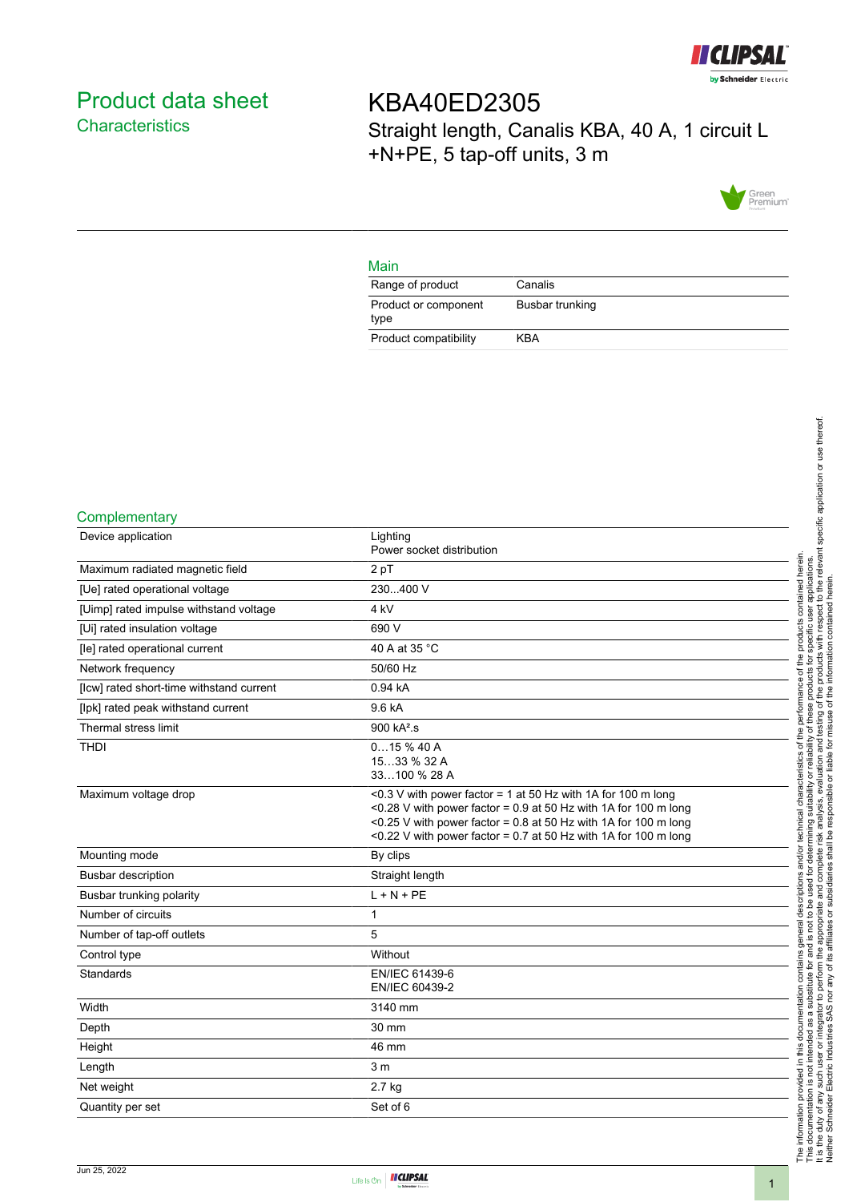# Product data sheet

## Characteristics

# KBA40ED2305

Straight length, Canalis KBA, 40 A, 1 circuit L +N+PE, 5 tap-off units, 3 m

### Main

| | |
|---|---|
| Range of product | Canalis |
| Product or component type | Busbar trunking |
| Product compatibility | KBA |

### Complementary

| | |
|---|---|
| Device application | Lighting<br>Power socket distribution |
| Maximum radiated magnetic field | 2 pT |
| [Ue] rated operational voltage | 230...400 V |
| [Uimp] rated impulse withstand voltage | 4 kV |
| [Ui] rated insulation voltage | 690 V |
| [Ie] rated operational current | 40 A at 35 °C |
| Network frequency | 50/60 Hz |
| [Icw] rated short-time withstand current | 0.94 kA |
| [Ipk] rated peak withstand current | 9.6 kA |
| Thermal stress limit | 900 kA².s |
| THDI | 0…15 % 40 A<br>15…33 % 32 A<br>33…100 % 28 A |
| Maximum voltage drop | <0.3 V with power factor = 1 at 50 Hz with 1A for 100 m long<br><0.28 V with power factor = 0.9 at 50 Hz with 1A for 100 m long<br><0.25 V with power factor = 0.8 at 50 Hz with 1A for 100 m long<br><0.22 V with power factor = 0.7 at 50 Hz with 1A for 100 m long |
| Mounting mode | By clips |
| Busbar description | Straight length |
| Busbar trunking polarity | L + N + PE |
| Number of circuits | 1 |
| Number of tap-off outlets | 5 |
| Control type | Without |
| Standards | EN/IEC 61439-6<br>EN/IEC 60439-2 |
| Width | 3140 mm |
| Depth | 30 mm |
| Height | 46 mm |
| Length | 3 m |
| Net weight | 2.7 kg |
| Quantity per set | Set of 6 |

The information provided in this documentation contains general descriptions and/or technical characteristics of the performance of the products contained herein. This documentation is not intended as a substitute for and is not to be used for determining suitability or reliability of these products for specific user applications. It is the duty of any such user or integrator to perform the appropriate and complete risk analysis, evaluation and testing of the products with respect to the relevant specific application or use thereof. Neither Schneider Electric Industries SAS nor any of its affiliates or subsidiaries shall be responsible or liable for misuse of the information contained herein.

Jun 25, 2022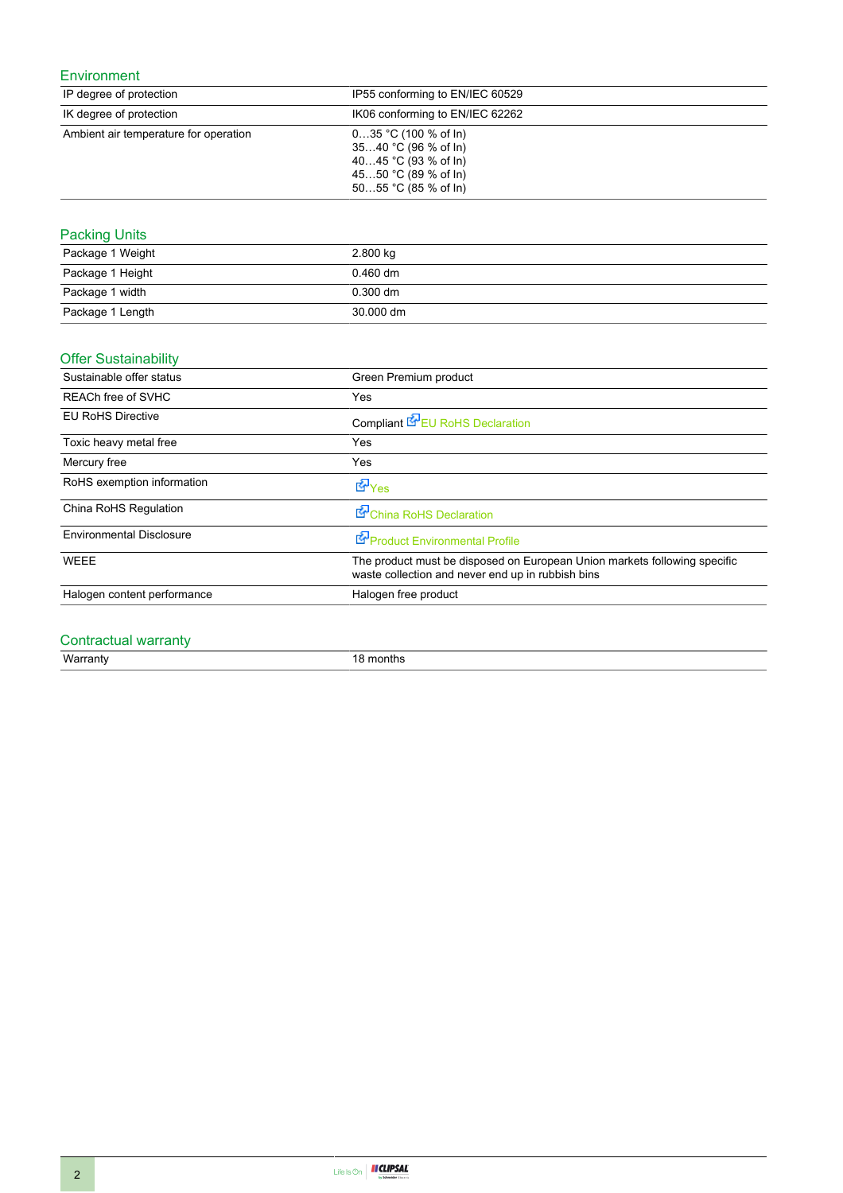## Environment

| | |
|---|---|
| IP degree of protection | IP55 conforming to EN/IEC 60529 |
| IK degree of protection | IK06 conforming to EN/IEC 62262 |
| Ambient air temperature for operation | 0…35 °C (100 % of In)<br>35…40 °C (96 % of In)<br>40…45 °C (93 % of In)<br>45…50 °C (89 % of In)<br>50…55 °C (85 % of In) |

## Packing Units

| | |
|---|---|
| Package 1 Weight | 2.800 kg |
| Package 1 Height | 0.460 dm |
| Package 1 width | 0.300 dm |
| Package 1 Length | 30.000 dm |

## Offer Sustainability

| | |
|---|---|
| Sustainable offer status | Green Premium product |
| REACh free of SVHC | Yes |
| EU RoHS Directive | Compliant EU RoHS Declaration |
| Toxic heavy metal free | Yes |
| Mercury free | Yes |
| RoHS exemption information | Yes |
| China RoHS Regulation | China RoHS Declaration |
| Environmental Disclosure | Product Environmental Profile |
| WEEE | The product must be disposed on European Union markets following specific waste collection and never end up in rubbish bins |
| Halogen content performance | Halogen free product |

## Contractual warranty

| | |
|---|---|
| Warranty | 18 months |